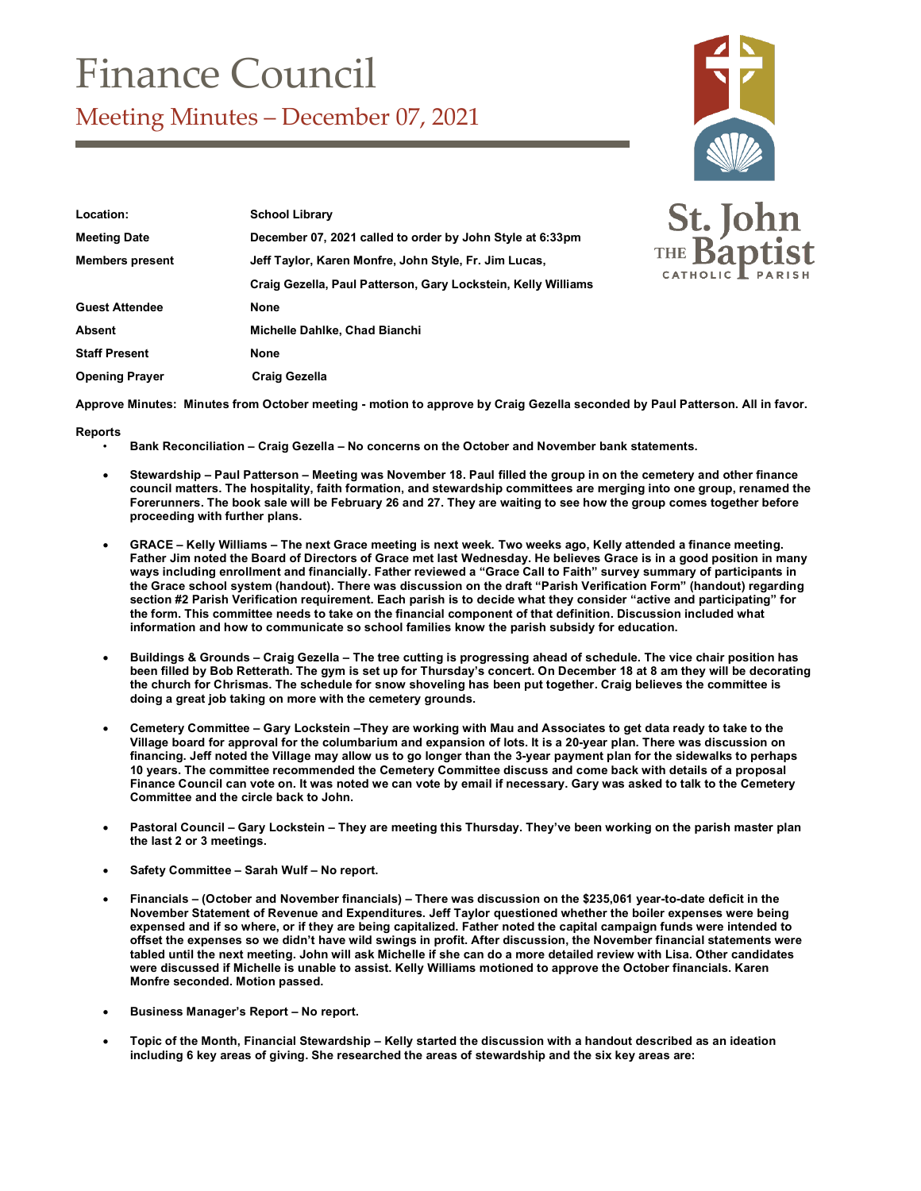# Finance Council

## Meeting Minutes – December 07, 2021

| | |
|---|---|
| **Location:** | **School Library** |
| **Meeting Date** | **December 07, 2021 called to order by John Style at 6:33pm** |
| **Members present** | **Jeff Taylor, Karen Monfre, John Style, Fr. Jim Lucas,** |
| | **Craig Gezella, Paul Patterson, Gary Lockstein, Kelly Williams** |
| **Guest Attendee** | **None** |
| **Absent** | **Michelle Dahlke, Chad Bianchi** |
| **Staff Present** | **None** |
| **Opening Prayer** | **Craig Gezella** |

**Approve Minutes: Minutes from October meeting - motion to approve by Craig Gezella seconded by Paul Patterson. All in favor.**

**Reports**

- **Bank Reconciliation – Craig Gezella – No concerns on the October and November bank statements.**
- **Stewardship – Paul Patterson – Meeting was November 18. Paul filled the group in on the cemetery and other finance council matters. The hospitality, faith formation, and stewardship committees are merging into one group, renamed the Forerunners. The book sale will be February 26 and 27. They are waiting to see how the group comes together before proceeding with further plans.**
- **GRACE – Kelly Williams – The next Grace meeting is next week. Two weeks ago, Kelly attended a finance meeting. Father Jim noted the Board of Directors of Grace met last Wednesday. He believes Grace is in a good position in many ways including enrollment and financially. Father reviewed a "Grace Call to Faith" survey summary of participants in the Grace school system (handout). There was discussion on the draft "Parish Verification Form" (handout) regarding section #2 Parish Verification requirement. Each parish is to decide what they consider "active and participating" for the form. This committee needs to take on the financial component of that definition. Discussion included what information and how to communicate so school families know the parish subsidy for education.**
- **Buildings & Grounds – Craig Gezella – The tree cutting is progressing ahead of schedule. The vice chair position has been filled by Bob Retterath. The gym is set up for Thursday's concert. On December 18 at 8 am they will be decorating the church for Chrismas. The schedule for snow shoveling has been put together. Craig believes the committee is doing a great job taking on more with the cemetery grounds.**
- **Cemetery Committee – Gary Lockstein –They are working with Mau and Associates to get data ready to take to the Village board for approval for the columbarium and expansion of lots. It is a 20-year plan. There was discussion on financing. Jeff noted the Village may allow us to go longer than the 3-year payment plan for the sidewalks to perhaps 10 years. The committee recommended the Cemetery Committee discuss and come back with details of a proposal Finance Council can vote on. It was noted we can vote by email if necessary. Gary was asked to talk to the Cemetery Committee and the circle back to John.**
- **Pastoral Council – Gary Lockstein – They are meeting this Thursday. They've been working on the parish master plan the last 2 or 3 meetings.**
- **Safety Committee – Sarah Wulf – No report.**
- **Financials – (October and November financials) – There was discussion on the $235,061 year-to-date deficit in the November Statement of Revenue and Expenditures. Jeff Taylor questioned whether the boiler expenses were being expensed and if so where, or if they are being capitalized. Father noted the capital campaign funds were intended to offset the expenses so we didn't have wild swings in profit. After discussion, the November financial statements were tabled until the next meeting. John will ask Michelle if she can do a more detailed review with Lisa. Other candidates were discussed if Michelle is unable to assist. Kelly Williams motioned to approve the October financials. Karen Monfre seconded. Motion passed.**
- **Business Manager's Report – No report.**
- **Topic of the Month, Financial Stewardship – Kelly started the discussion with a handout described as an ideation including 6 key areas of giving. She researched the areas of stewardship and the six key areas are:**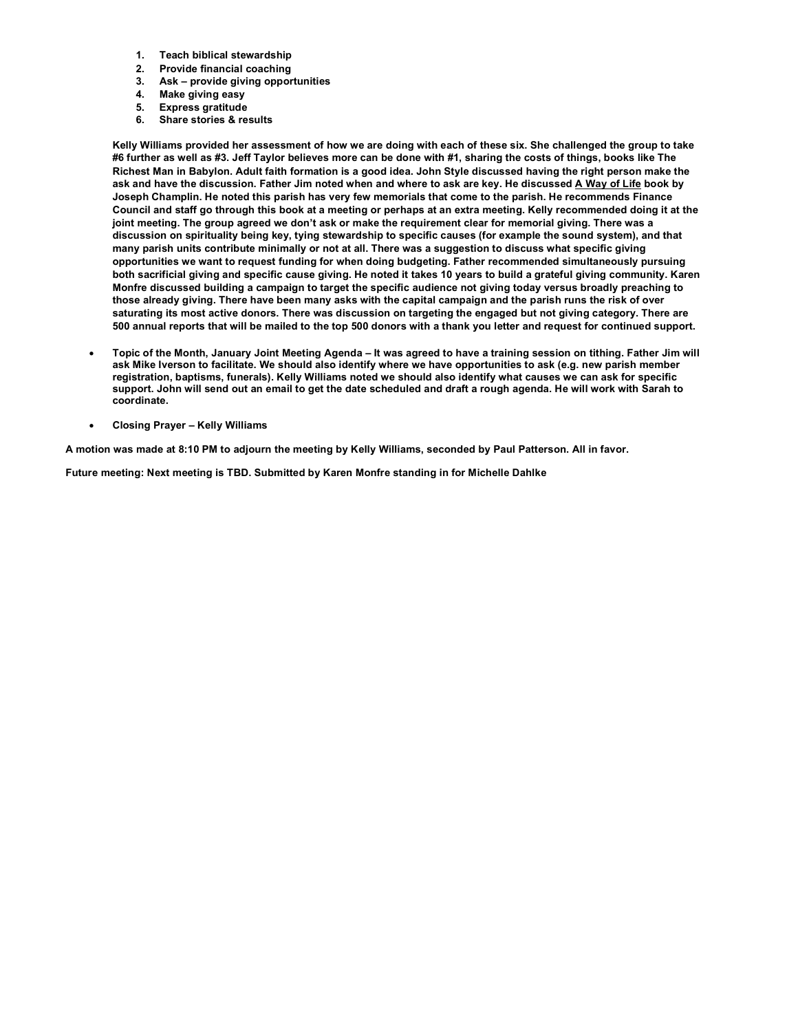1. **Teach biblical stewardship**
2. **Provide financial coaching**
3. **Ask – provide giving opportunities**
4. **Make giving easy**
5. **Express gratitude**
6. **Share stories & results**

**Kelly Williams provided her assessment of how we are doing with each of these six. She challenged the group to take #6 further as well as #3. Jeff Taylor believes more can be done with #1, sharing the costs of things, books like The Richest Man in Babylon. Adult faith formation is a good idea. John Style discussed having the right person make the ask and have the discussion. Father Jim noted when and where to ask are key. He discussed <u>A Way of Life</u> book by Joseph Champlin. He noted this parish has very few memorials that come to the parish. He recommends Finance Council and staff go through this book at a meeting or perhaps at an extra meeting. Kelly recommended doing it at the joint meeting. The group agreed we don't ask or make the requirement clear for memorial giving. There was a discussion on spirituality being key, tying stewardship to specific causes (for example the sound system), and that many parish units contribute minimally or not at all. There was a suggestion to discuss what specific giving opportunities we want to request funding for when doing budgeting. Father recommended simultaneously pursuing both sacrificial giving and specific cause giving. He noted it takes 10 years to build a grateful giving community. Karen Monfre discussed building a campaign to target the specific audience not giving today versus broadly preaching to those already giving. There have been many asks with the capital campaign and the parish runs the risk of over saturating its most active donors. There was discussion on targeting the engaged but not giving category. There are 500 annual reports that will be mailed to the top 500 donors with a thank you letter and request for continued support.**

- **Topic of the Month, January Joint Meeting Agenda – It was agreed to have a training session on tithing. Father Jim will ask Mike Iverson to facilitate. We should also identify where we have opportunities to ask (e.g. new parish member registration, baptisms, funerals). Kelly Williams noted we should also identify what causes we can ask for specific support. John will send out an email to get the date scheduled and draft a rough agenda. He will work with Sarah to coordinate.**

- **Closing Prayer – Kelly Williams**

**A motion was made at 8:10 PM to adjourn the meeting by Kelly Williams, seconded by Paul Patterson. All in favor.**

**Future meeting: Next meeting is TBD. Submitted by Karen Monfre standing in for Michelle Dahlke**